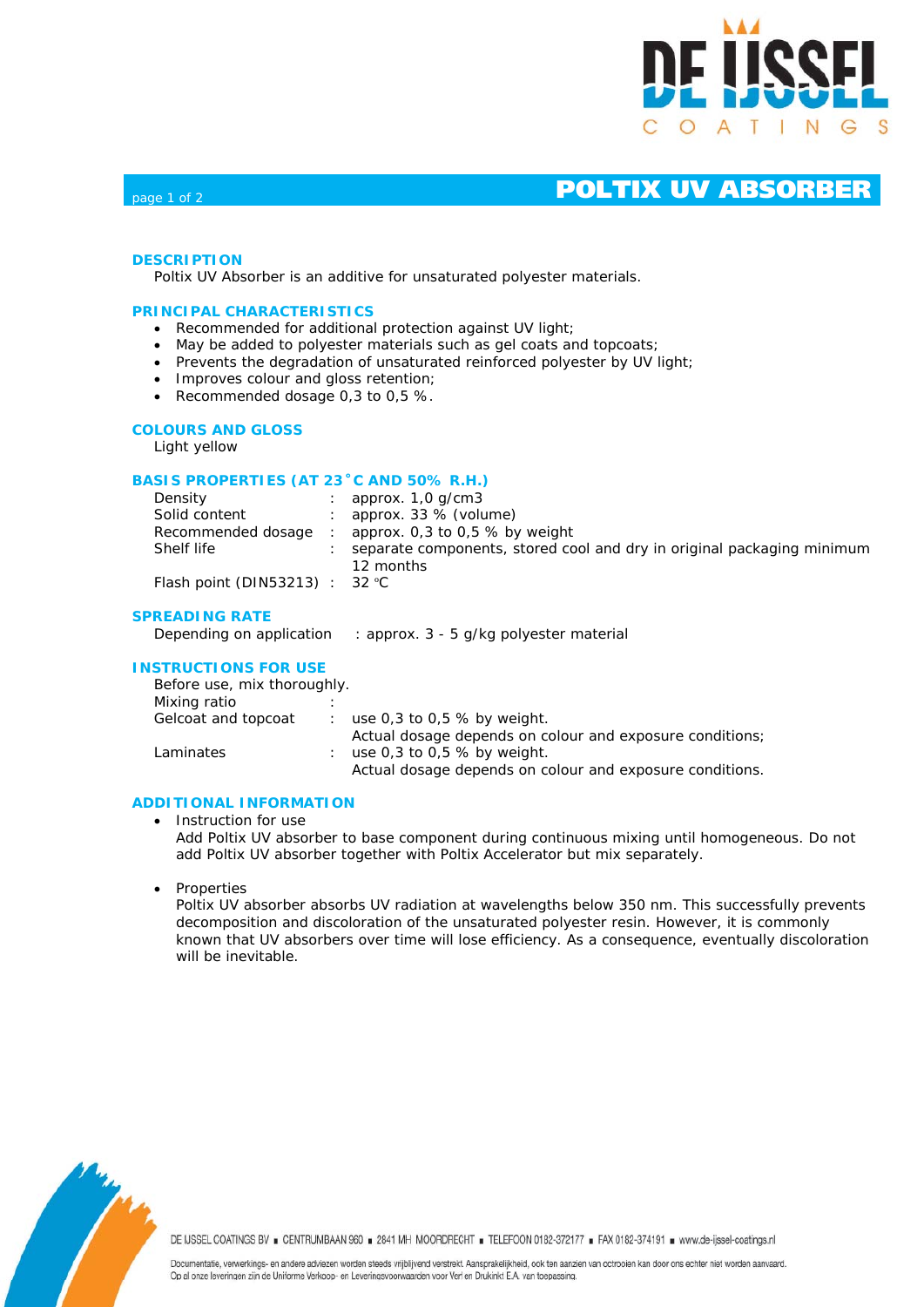# POLTIX UV ABSORBER

## DESCRIPTION

Poltix UV Absorber is an additive for unsaturated polyester materials.

## PRINCIPAL CHARACTERISTICS

- Recommended for additional protection against UV light;
- May be added to polyester materials such as gel coats and topcoats;
- Prevents the degradation of unsaturated reinforced polyester by UV light;
- Improves colour and gloss retention;
- Recommended dosage 0,3 to 0,5 %.

## COLOURS AND GLOSS

Light yellow

## BASIS PROPERTIES (AT 23˚C AND 50% R.H.)

| | | |
|---|---|---|
| Density | : | approx. 1,0 g/cm3 |
| Solid content | : | approx. 33 % (volume) |
| Recommended dosage | : | approx. 0,3 to 0,5 % by weight |
| Shelf life | : | separate components, stored cool and dry in original packaging minimum 12 months |
| Flash point (DIN53213) | : | 32 °C |

## SPREADING RATE

Depending on application : approx. 3 - 5 g/kg polyester material

## INSTRUCTIONS FOR USE

Before use, mix thoroughly.

| | | |
|---|---|---|
| Mixing ratio | : | |
| Gelcoat and topcoat | : | use 0,3 to 0,5 % by weight. Actual dosage depends on colour and exposure conditions; |
| Laminates | : | use 0,3 to 0,5 % by weight. Actual dosage depends on colour and exposure conditions. |

## ADDITIONAL INFORMATION

- Instruction for use
  Add Poltix UV absorber to base component during continuous mixing until homogeneous. Do not add Poltix UV absorber together with Poltix Accelerator but mix separately.

- Properties
  Poltix UV absorber absorbs UV radiation at wavelengths below 350 nm. This successfully prevents decomposition and discoloration of the unsaturated polyester resin. However, it is commonly known that UV absorbers over time will lose efficiency. As a consequence, eventually discoloration will be inevitable.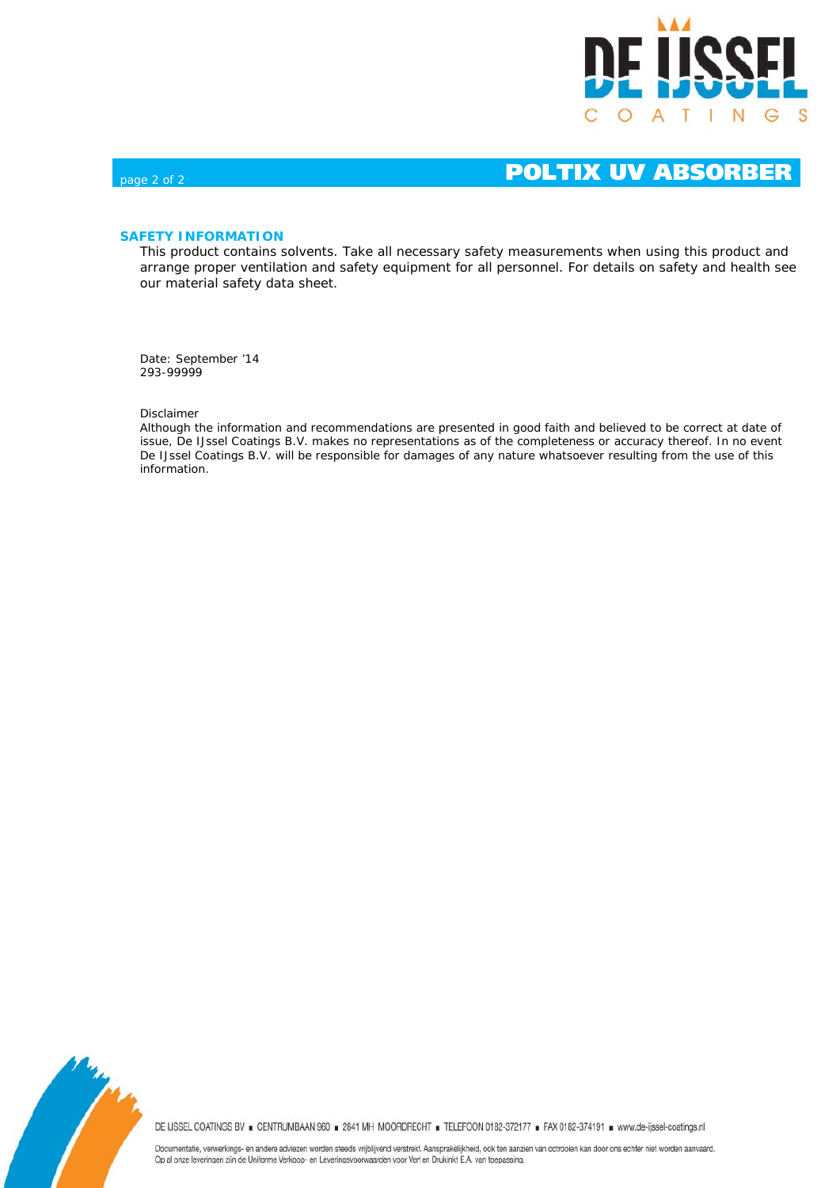## SAFETY INFORMATION

This product contains solvents. Take all necessary safety measurements when using this product and arrange proper ventilation and safety equipment for all personnel. For details on safety and health see our material safety data sheet.

Date: September '14
293-99999

Disclaimer
Although the information and recommendations are presented in good faith and believed to be correct at date of issue, De IJssel Coatings B.V. makes no representations as of the completeness or accuracy thereof. In no event De IJssel Coatings B.V. will be responsible for damages of any nature whatsoever resulting from the use of this information.

DE IJSSEL COATINGS BV ■ CENTRUMBAAN 960 ■ 2841 MH MOORDRECHT ■ TELEFOON 0182-372177 ■ FAX 0182-374191 ■ www.de-ijssel-coatings.nl

Documentatie, verwerkings- en andere adviezen worden steeds vrijblijvend verstrekt. Aansprakelijkheid, ook ten aanzien van octrooien kan door ons echter niet worden aanvaard.
Op al onze leveringen zijn de Uniforme Verkoop- en Leveringsvoorwaarden voor Verf en Drukinkt E.A. van toepassing.